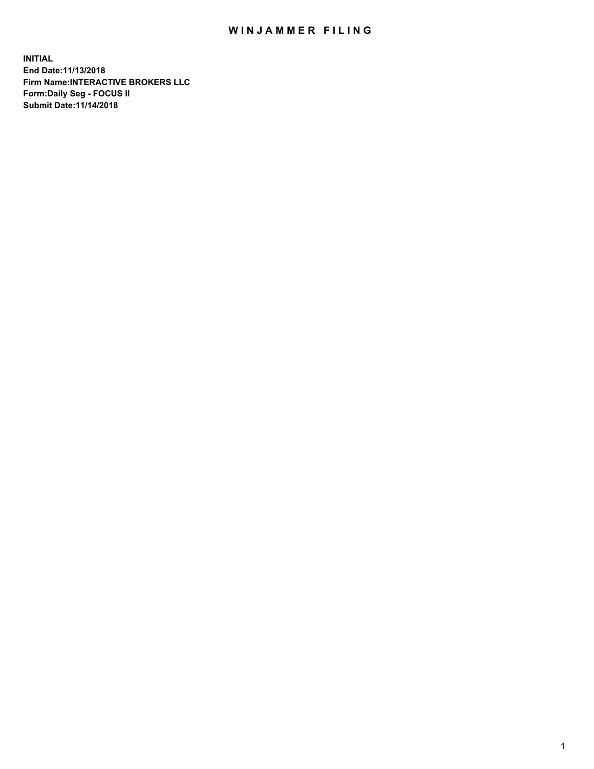# WINJAMMER FILING

**INITIAL**
**End Date:11/13/2018**
**Firm Name:INTERACTIVE BROKERS LLC**
**Form:Daily Seg - FOCUS II**
**Submit Date:11/14/2018**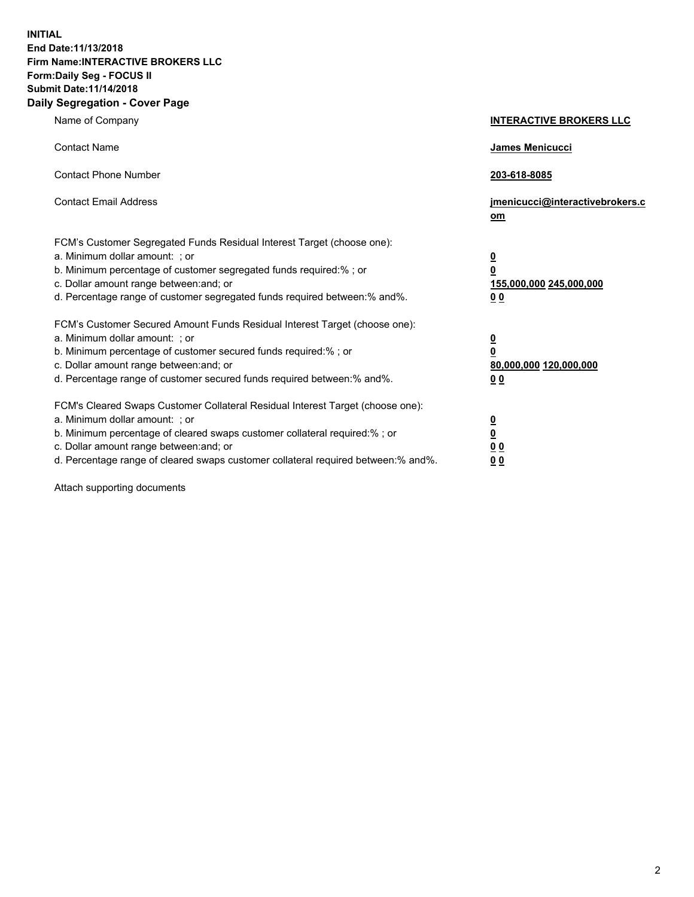**INITIAL**
**End Date:11/13/2018**
**Firm Name:INTERACTIVE BROKERS LLC**
**Form:Daily Seg - FOCUS II**
**Submit Date:11/14/2018**
**Daily Segregation - Cover Page**

| | |
|---|---|
| Name of Company | **INTERACTIVE BROKERS LLC** |
| Contact Name | **James Menicucci** |
| Contact Phone Number | **203-618-8085** |
| Contact Email Address | **jmenicucci@interactivebrokers.com** |

FCM's Customer Segregated Funds Residual Interest Target (choose one):

| | |
|---|---|
| a. Minimum dollar amount: ; or | **0** |
| b. Minimum percentage of customer segregated funds required:% ; or | **0** |
| c. Dollar amount range between:and; or | **155,000,000 245,000,000** |
| d. Percentage range of customer segregated funds required between:% and%. | **0 0** |

FCM's Customer Secured Amount Funds Residual Interest Target (choose one):

| | |
|---|---|
| a. Minimum dollar amount: ; or | **0** |
| b. Minimum percentage of customer secured funds required:% ; or | **0** |
| c. Dollar amount range between:and; or | **80,000,000 120,000,000** |
| d. Percentage range of customer secured funds required between:% and%. | **0 0** |

FCM's Cleared Swaps Customer Collateral Residual Interest Target (choose one):

| | |
|---|---|
| a. Minimum dollar amount: ; or | **0** |
| b. Minimum percentage of cleared swaps customer collateral required:% ; or | **0** |
| c. Dollar amount range between:and; or | **0 0** |
| d. Percentage range of cleared swaps customer collateral required between:% and%. | **0 0** |

Attach supporting documents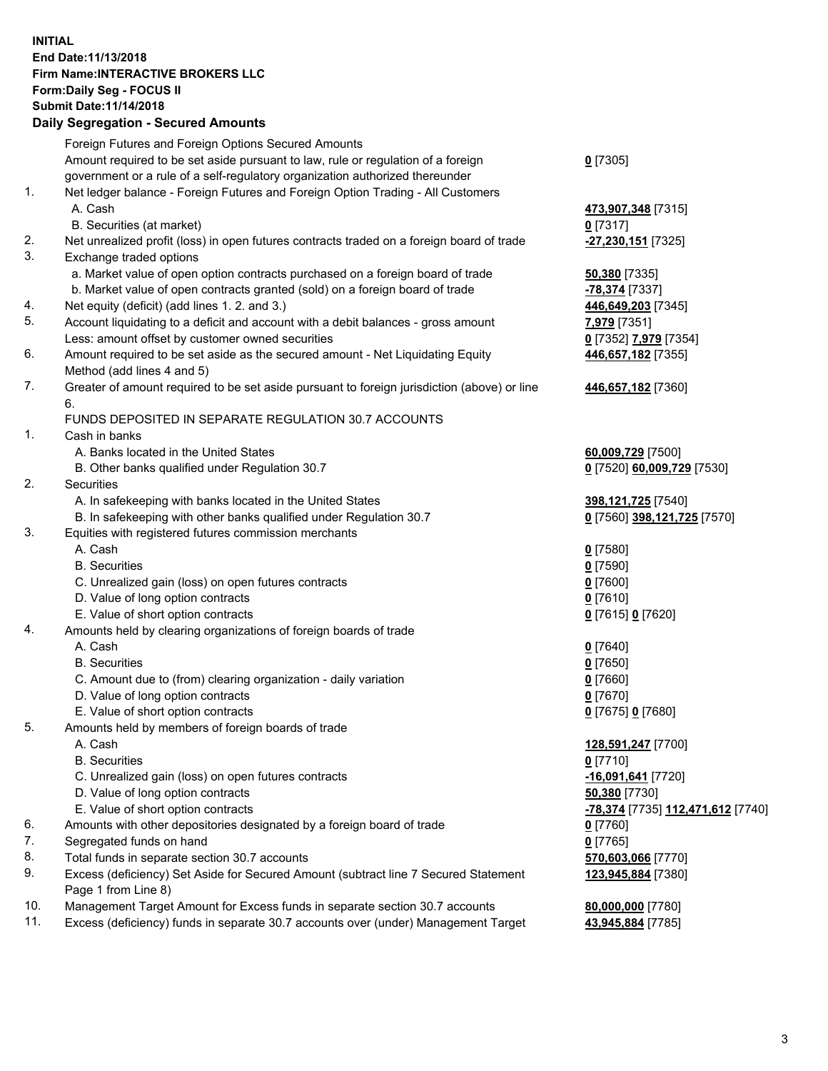**INITIAL**
**End Date:11/13/2018**
**Firm Name:INTERACTIVE BROKERS LLC**
**Form:Daily Seg - FOCUS II**
**Submit Date:11/14/2018**

**Daily Segregation - Secured Amounts**

| | | |
|---|---|---|
| | Foreign Futures and Foreign Options Secured Amounts | |
| | Amount required to be set aside pursuant to law, rule or regulation of a foreign government or a rule of a self-regulatory organization authorized thereunder | **0** [7305] |
| 1. | Net ledger balance - Foreign Futures and Foreign Option Trading - All Customers | |
| | A. Cash | **473,907,348** [7315] |
| | B. Securities (at market) | **0** [7317] |
| 2. | Net unrealized profit (loss) in open futures contracts traded on a foreign board of trade | **-27,230,151** [7325] |
| 3. | Exchange traded options | |
| | a. Market value of open option contracts purchased on a foreign board of trade | **50,380** [7335] |
| | b. Market value of open contracts granted (sold) on a foreign board of trade | **-78,374** [7337] |
| 4. | Net equity (deficit) (add lines 1. 2. and 3.) | **446,649,203** [7345] |
| 5. | Account liquidating to a deficit and account with a debit balances - gross amount | **7,979** [7351] |
| | Less: amount offset by customer owned securities | **0** [7352] **7,979** [7354] |
| 6. | Amount required to be set aside as the secured amount - Net Liquidating Equity Method (add lines 4 and 5) | **446,657,182** [7355] |
| 7. | Greater of amount required to be set aside pursuant to foreign jurisdiction (above) or line 6. | **446,657,182** [7360] |
| | FUNDS DEPOSITED IN SEPARATE REGULATION 30.7 ACCOUNTS | |
| 1. | Cash in banks | |
| | A. Banks located in the United States | **60,009,729** [7500] |
| | B. Other banks qualified under Regulation 30.7 | **0** [7520] **60,009,729** [7530] |
| 2. | Securities | |
| | A. In safekeeping with banks located in the United States | **398,121,725** [7540] |
| | B. In safekeeping with other banks qualified under Regulation 30.7 | **0** [7560] **398,121,725** [7570] |
| 3. | Equities with registered futures commission merchants | |
| | A. Cash | **0** [7580] |
| | B. Securities | **0** [7590] |
| | C. Unrealized gain (loss) on open futures contracts | **0** [7600] |
| | D. Value of long option contracts | **0** [7610] |
| | E. Value of short option contracts | **0** [7615] **0** [7620] |
| 4. | Amounts held by clearing organizations of foreign boards of trade | |
| | A. Cash | **0** [7640] |
| | B. Securities | **0** [7650] |
| | C. Amount due to (from) clearing organization - daily variation | **0** [7660] |
| | D. Value of long option contracts | **0** [7670] |
| | E. Value of short option contracts | **0** [7675] **0** [7680] |
| 5. | Amounts held by members of foreign boards of trade | |
| | A. Cash | **128,591,247** [7700] |
| | B. Securities | **0** [7710] |
| | C. Unrealized gain (loss) on open futures contracts | **-16,091,641** [7720] |
| | D. Value of long option contracts | **50,380** [7730] |
| | E. Value of short option contracts | **-78,374** [7735] **112,471,612** [7740] |
| 6. | Amounts with other depositories designated by a foreign board of trade | **0** [7760] |
| 7. | Segregated funds on hand | **0** [7765] |
| 8. | Total funds in separate section 30.7 accounts | **570,603,066** [7770] |
| 9. | Excess (deficiency) Set Aside for Secured Amount (subtract line 7 Secured Statement Page 1 from Line 8) | **123,945,884** [7380] |
| 10. | Management Target Amount for Excess funds in separate section 30.7 accounts | **80,000,000** [7780] |
| 11. | Excess (deficiency) funds in separate 30.7 accounts over (under) Management Target | **43,945,884** [7785] |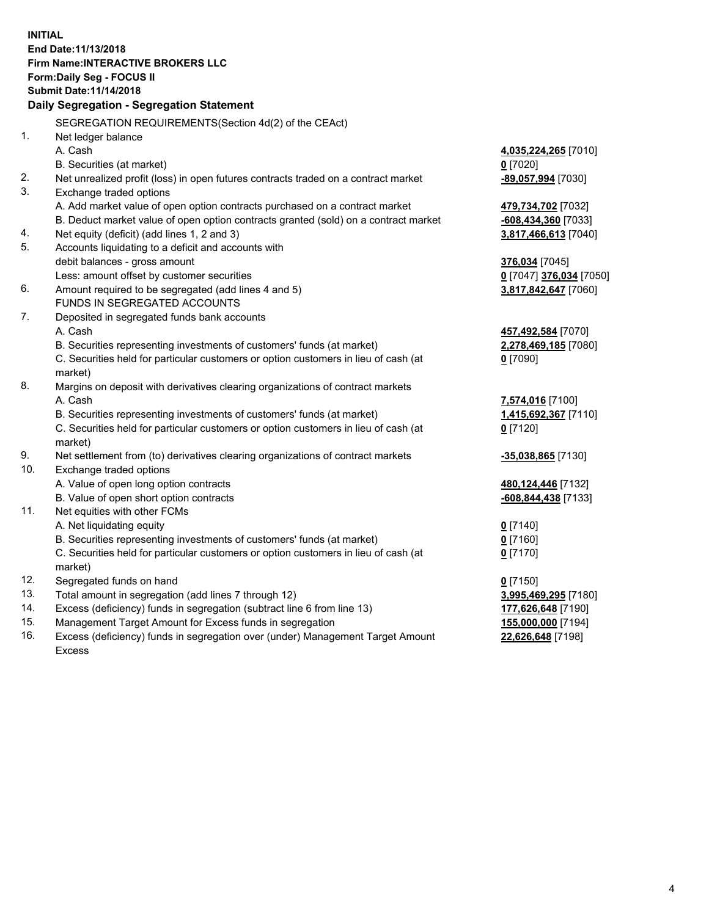**INITIAL**
**End Date:11/13/2018**
**Firm Name:INTERACTIVE BROKERS LLC**
**Form:Daily Seg - FOCUS II**
**Submit Date:11/14/2018**

**Daily Segregation - Segregation Statement**

SEGREGATION REQUIREMENTS(Section 4d(2) of the CEAct)

| | | |
|---|---|---|
| 1. | Net ledger balance | |
| | A. Cash | **4,035,224,265** [7010] |
| | B. Securities (at market) | **0** [7020] |
| 2. | Net unrealized profit (loss) in open futures contracts traded on a contract market | **-89,057,994** [7030] |
| 3. | Exchange traded options | |
| | A. Add market value of open option contracts purchased on a contract market | **479,734,702** [7032] |
| | B. Deduct market value of open option contracts granted (sold) on a contract market | **-608,434,360** [7033] |
| 4. | Net equity (deficit) (add lines 1, 2 and 3) | **3,817,466,613** [7040] |
| 5. | Accounts liquidating to a deficit and accounts with debit balances - gross amount | **376,034** [7045] |
| | Less: amount offset by customer securities | **0** [7047] **376,034** [7050] |
| 6. | Amount required to be segregated (add lines 4 and 5) | **3,817,842,647** [7060] |
| | FUNDS IN SEGREGATED ACCOUNTS | |
| 7. | Deposited in segregated funds bank accounts | |
| | A. Cash | **457,492,584** [7070] |
| | B. Securities representing investments of customers' funds (at market) | **2,278,469,185** [7080] |
| | C. Securities held for particular customers or option customers in lieu of cash (at market) | **0** [7090] |
| 8. | Margins on deposit with derivatives clearing organizations of contract markets | |
| | A. Cash | **7,574,016** [7100] |
| | B. Securities representing investments of customers' funds (at market) | **1,415,692,367** [7110] |
| | C. Securities held for particular customers or option customers in lieu of cash (at market) | **0** [7120] |
| 9. | Net settlement from (to) derivatives clearing organizations of contract markets | **-35,038,865** [7130] |
| 10. | Exchange traded options | |
| | A. Value of open long option contracts | **480,124,446** [7132] |
| | B. Value of open short option contracts | **-608,844,438** [7133] |
| 11. | Net equities with other FCMs | |
| | A. Net liquidating equity | **0** [7140] |
| | B. Securities representing investments of customers' funds (at market) | **0** [7160] |
| | C. Securities held for particular customers or option customers in lieu of cash (at market) | **0** [7170] |
| 12. | Segregated funds on hand | **0** [7150] |
| 13. | Total amount in segregation (add lines 7 through 12) | **3,995,469,295** [7180] |
| 14. | Excess (deficiency) funds in segregation (subtract line 6 from line 13) | **177,626,648** [7190] |
| 15. | Management Target Amount for Excess funds in segregation | **155,000,000** [7194] |
| 16. | Excess (deficiency) funds in segregation over (under) Management Target Amount Excess | **22,626,648** [7198] |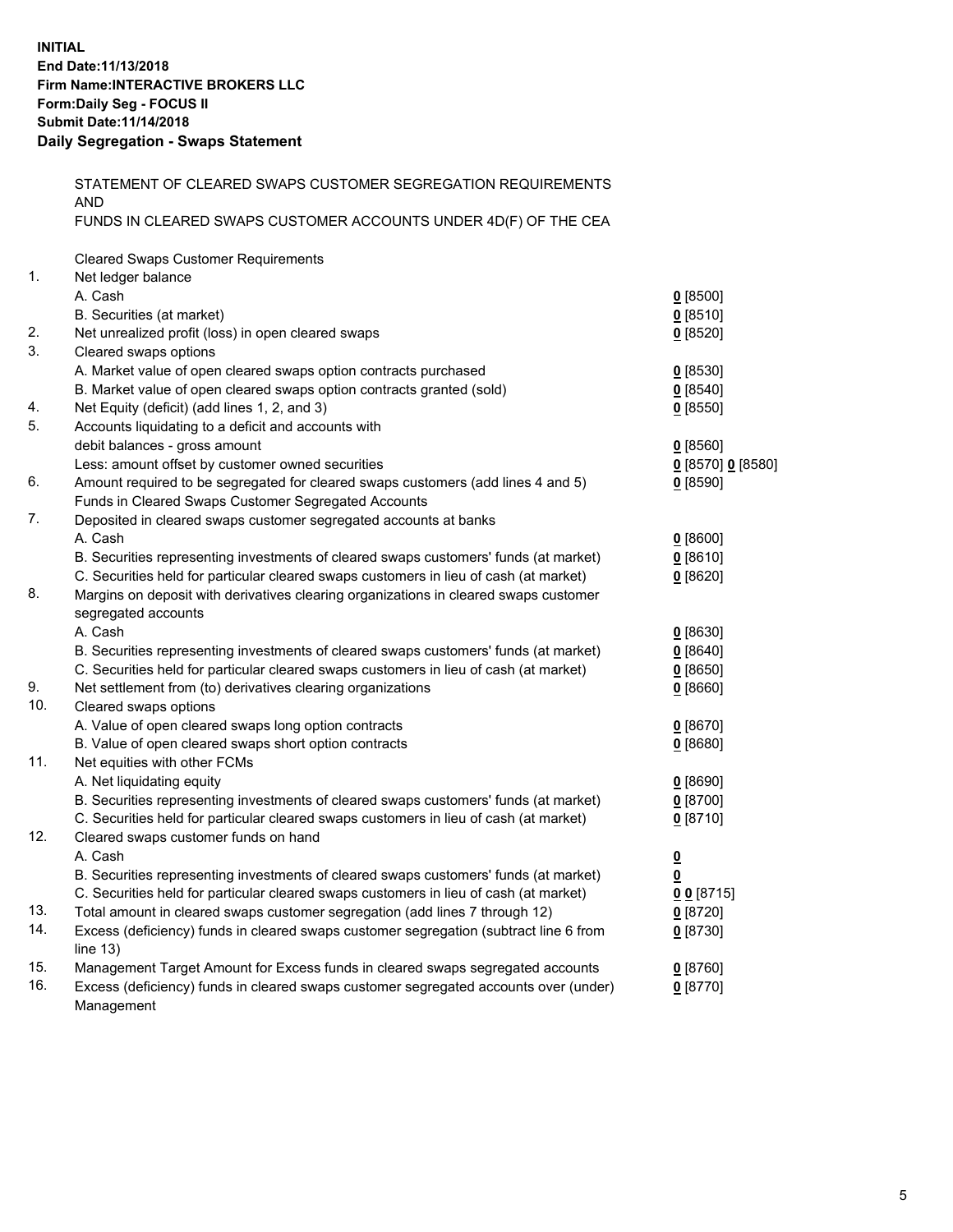**INITIAL**
**End Date:11/13/2018**
**Firm Name:INTERACTIVE BROKERS LLC**
**Form:Daily Seg - FOCUS II**
**Submit Date:11/14/2018**
**Daily Segregation - Swaps Statement**

STATEMENT OF CLEARED SWAPS CUSTOMER SEGREGATION REQUIREMENTS AND FUNDS IN CLEARED SWAPS CUSTOMER ACCOUNTS UNDER 4D(F) OF THE CEA

| | | |
|---|---|---|
| | Cleared Swaps Customer Requirements | |
| 1. | Net ledger balance | |
| | A. Cash | 0 [8500] |
| | B. Securities (at market) | 0 [8510] |
| 2. | Net unrealized profit (loss) in open cleared swaps | 0 [8520] |
| 3. | Cleared swaps options | |
| | A. Market value of open cleared swaps option contracts purchased | 0 [8530] |
| | B. Market value of open cleared swaps option contracts granted (sold) | 0 [8540] |
| 4. | Net Equity (deficit) (add lines 1, 2, and 3) | 0 [8550] |
| 5. | Accounts liquidating to a deficit and accounts with debit balances - gross amount | 0 [8560] |
| | Less: amount offset by customer owned securities | 0 [8570] 0 [8580] |
| 6. | Amount required to be segregated for cleared swaps customers (add lines 4 and 5) | 0 [8590] |
| | Funds in Cleared Swaps Customer Segregated Accounts | |
| 7. | Deposited in cleared swaps customer segregated accounts at banks | |
| | A. Cash | 0 [8600] |
| | B. Securities representing investments of cleared swaps customers' funds (at market) | 0 [8610] |
| | C. Securities held for particular cleared swaps customers in lieu of cash (at market) | 0 [8620] |
| 8. | Margins on deposit with derivatives clearing organizations in cleared swaps customer segregated accounts | |
| | A. Cash | 0 [8630] |
| | B. Securities representing investments of cleared swaps customers' funds (at market) | 0 [8640] |
| | C. Securities held for particular cleared swaps customers in lieu of cash (at market) | 0 [8650] |
| 9. | Net settlement from (to) derivatives clearing organizations | 0 [8660] |
| 10. | Cleared swaps options | |
| | A. Value of open cleared swaps long option contracts | 0 [8670] |
| | B. Value of open cleared swaps short option contracts | 0 [8680] |
| 11. | Net equities with other FCMs | |
| | A. Net liquidating equity | 0 [8690] |
| | B. Securities representing investments of cleared swaps customers' funds (at market) | 0 [8700] |
| | C. Securities held for particular cleared swaps customers in lieu of cash (at market) | 0 [8710] |
| 12. | Cleared swaps customer funds on hand | |
| | A. Cash | 0 |
| | B. Securities representing investments of cleared swaps customers' funds (at market) | 0 |
| | C. Securities held for particular cleared swaps customers in lieu of cash (at market) | 0 0 [8715] |
| 13. | Total amount in cleared swaps customer segregation (add lines 7 through 12) | 0 [8720] |
| 14. | Excess (deficiency) funds in cleared swaps customer segregation (subtract line 6 from line 13) | 0 [8730] |
| 15. | Management Target Amount for Excess funds in cleared swaps segregated accounts | 0 [8760] |
| 16. | Excess (deficiency) funds in cleared swaps customer segregated accounts over (under) Management | 0 [8770] |